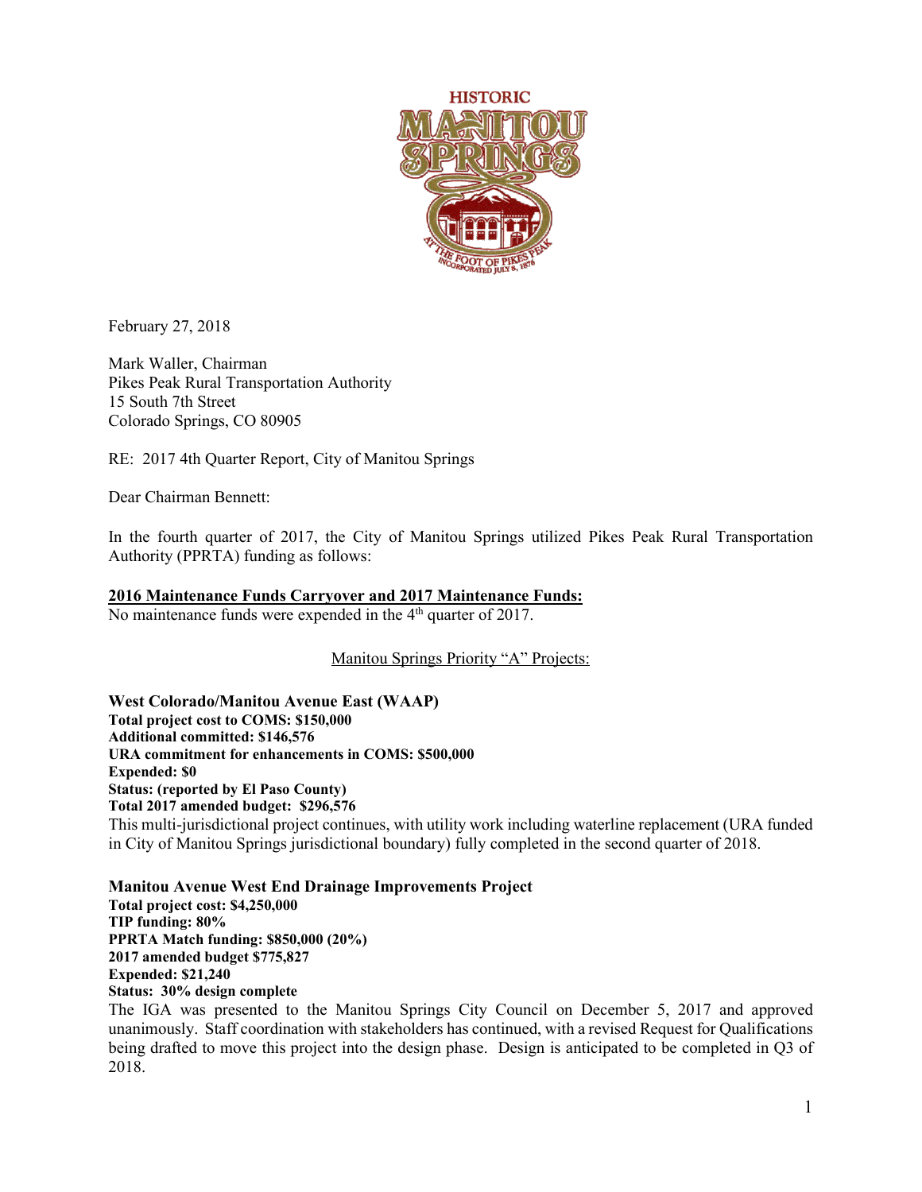February 27, 2018

Mark Waller, Chairman
Pikes Peak Rural Transportation Authority
15 South 7th Street
Colorado Springs, CO 80905

RE: 2017 4th Quarter Report, City of Manitou Springs

Dear Chairman Bennett:

In the fourth quarter of 2017, the City of Manitou Springs utilized Pikes Peak Rural Transportation Authority (PPRTA) funding as follows:

**2016 Maintenance Funds Carryover and 2017 Maintenance Funds:**

No maintenance funds were expended in the 4th quarter of 2017.

Manitou Springs Priority "A" Projects:

**West Colorado/Manitou Avenue East (WAAP)**
**Total project cost to COMS: $150,000**
**Additional committed: $146,576**
**URA commitment for enhancements in COMS: $500,000**
**Expended: $0**
**Status: (reported by El Paso County)**
**Total 2017 amended budget: $296,576**

This multi-jurisdictional project continues, with utility work including waterline replacement (URA funded in City of Manitou Springs jurisdictional boundary) fully completed in the second quarter of 2018.

**Manitou Avenue West End Drainage Improvements Project**
**Total project cost: $4,250,000**
**TIP funding: 80%**
**PPRTA Match funding: $850,000 (20%)**
**2017 amended budget $775,827**
**Expended: $21,240**
**Status: 30% design complete**

The IGA was presented to the Manitou Springs City Council on December 5, 2017 and approved unanimously. Staff coordination with stakeholders has continued, with a revised Request for Qualifications being drafted to move this project into the design phase. Design is anticipated to be completed in Q3 of 2018.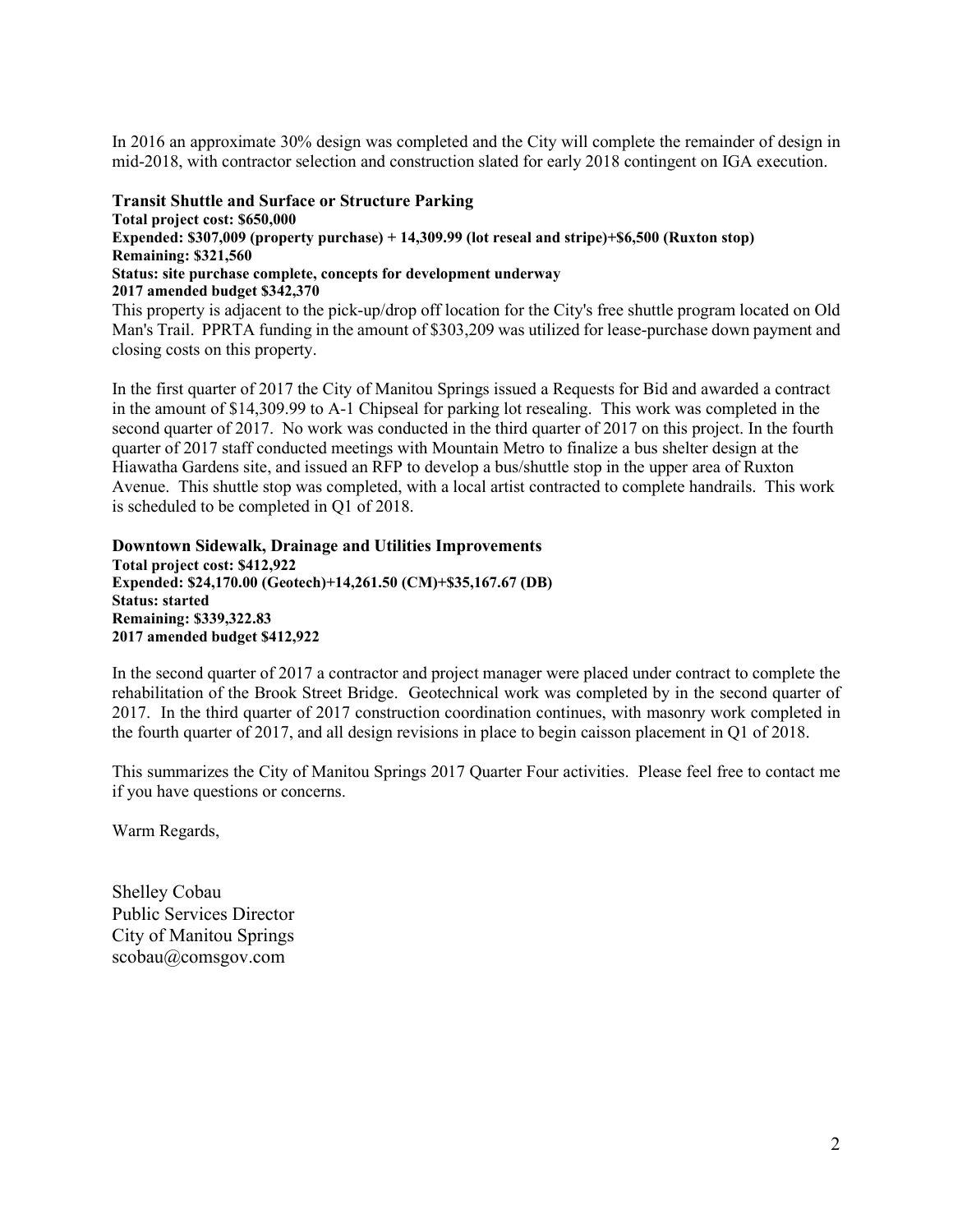In 2016 an approximate 30% design was completed and the City will complete the remainder of design in mid-2018, with contractor selection and construction slated for early 2018 contingent on IGA execution.

**Transit Shuttle and Surface or Structure Parking**
**Total project cost: $650,000**
**Expended: $307,009 (property purchase) + 14,309.99 (lot reseal and stripe)+$6,500 (Ruxton stop)**
**Remaining: $321,560**
**Status: site purchase complete, concepts for development underway**
**2017 amended budget $342,370**

This property is adjacent to the pick-up/drop off location for the City's free shuttle program located on Old Man's Trail. PPRTA funding in the amount of $303,209 was utilized for lease-purchase down payment and closing costs on this property.

In the first quarter of 2017 the City of Manitou Springs issued a Requests for Bid and awarded a contract in the amount of $14,309.99 to A-1 Chipseal for parking lot resealing. This work was completed in the second quarter of 2017. No work was conducted in the third quarter of 2017 on this project. In the fourth quarter of 2017 staff conducted meetings with Mountain Metro to finalize a bus shelter design at the Hiawatha Gardens site, and issued an RFP to develop a bus/shuttle stop in the upper area of Ruxton Avenue. This shuttle stop was completed, with a local artist contracted to complete handrails. This work is scheduled to be completed in Q1 of 2018.

**Downtown Sidewalk, Drainage and Utilities Improvements**
**Total project cost: $412,922**
**Expended: $24,170.00 (Geotech)+14,261.50 (CM)+$35,167.67 (DB)**
**Status: started**
**Remaining: $339,322.83**
**2017 amended budget $412,922**

In the second quarter of 2017 a contractor and project manager were placed under contract to complete the rehabilitation of the Brook Street Bridge. Geotechnical work was completed by in the second quarter of 2017. In the third quarter of 2017 construction coordination continues, with masonry work completed in the fourth quarter of 2017, and all design revisions in place to begin caisson placement in Q1 of 2018.

This summarizes the City of Manitou Springs 2017 Quarter Four activities. Please feel free to contact me if you have questions or concerns.

Warm Regards,

Shelley Cobau
Public Services Director
City of Manitou Springs
scobau@comsgov.com